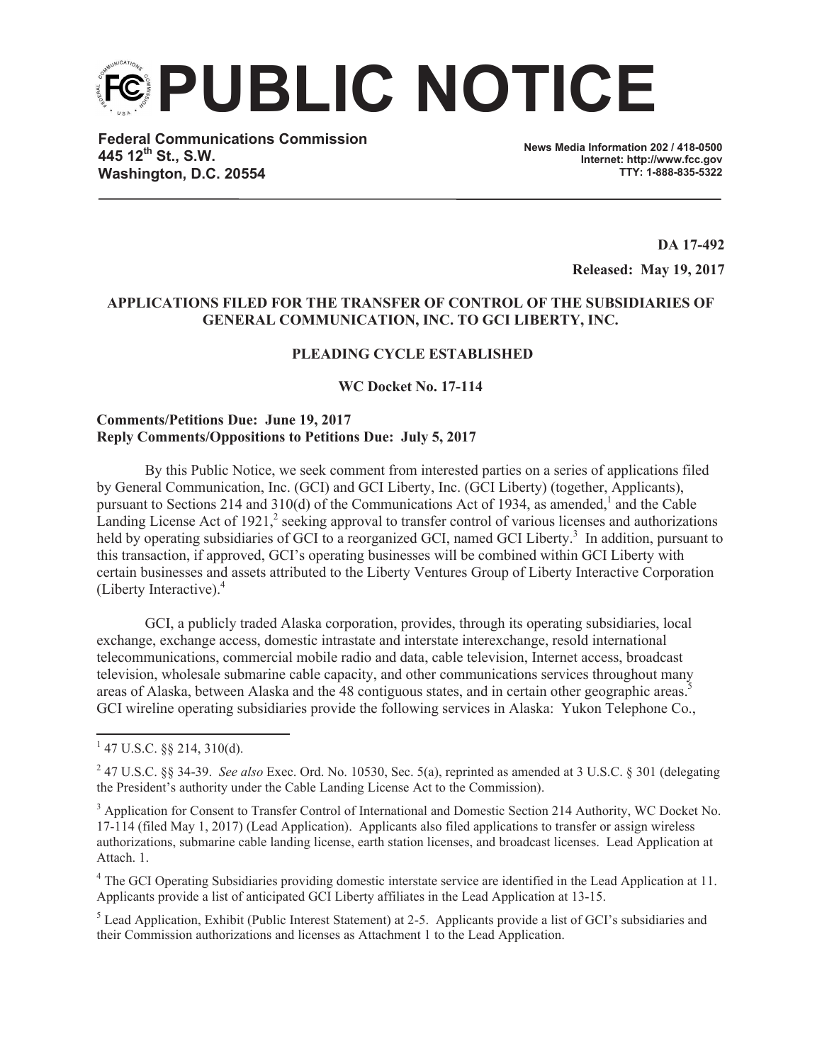# PUBLIC NOTICE

**Federal Communications Commission**
**445 12th St., S.W.**
**Washington, D.C. 20554**

**News Media Information 202 / 418-0500**
**Internet: http://www.fcc.gov**
**TTY: 1-888-835-5322**

**DA 17-492**

**Released: May 19, 2017**

**APPLICATIONS FILED FOR THE TRANSFER OF CONTROL OF THE SUBSIDIARIES OF GENERAL COMMUNICATION, INC. TO GCI LIBERTY, INC.**

**PLEADING CYCLE ESTABLISHED**

**WC Docket No. 17-114**

**Comments/Petitions Due: June 19, 2017**
**Reply Comments/Oppositions to Petitions Due: July 5, 2017**

By this Public Notice, we seek comment from interested parties on a series of applications filed by General Communication, Inc. (GCI) and GCI Liberty, Inc. (GCI Liberty) (together, Applicants), pursuant to Sections 214 and 310(d) of the Communications Act of 1934, as amended,[1] and the Cable Landing License Act of 1921,[2] seeking approval to transfer control of various licenses and authorizations held by operating subsidiaries of GCI to a reorganized GCI, named GCI Liberty.[3] In addition, pursuant to this transaction, if approved, GCI's operating businesses will be combined within GCI Liberty with certain businesses and assets attributed to the Liberty Ventures Group of Liberty Interactive Corporation (Liberty Interactive).[4]

GCI, a publicly traded Alaska corporation, provides, through its operating subsidiaries, local exchange, exchange access, domestic intrastate and interstate interexchange, resold international telecommunications, commercial mobile radio and data, cable television, Internet access, broadcast television, wholesale submarine cable capacity, and other communications services throughout many areas of Alaska, between Alaska and the 48 contiguous states, and in certain other geographic areas.[5] GCI wireline operating subsidiaries provide the following services in Alaska: Yukon Telephone Co.,

---

[1] 47 U.S.C. §§ 214, 310(d).

[2] 47 U.S.C. §§ 34-39. *See also* Exec. Ord. No. 10530, Sec. 5(a), reprinted as amended at 3 U.S.C. § 301 (delegating the President's authority under the Cable Landing License Act to the Commission).

[3] Application for Consent to Transfer Control of International and Domestic Section 214 Authority, WC Docket No. 17-114 (filed May 1, 2017) (Lead Application). Applicants also filed applications to transfer or assign wireless authorizations, submarine cable landing license, earth station licenses, and broadcast licenses. Lead Application at Attach. 1.

[4] The GCI Operating Subsidiaries providing domestic interstate service are identified in the Lead Application at 11. Applicants provide a list of anticipated GCI Liberty affiliates in the Lead Application at 13-15.

[5] Lead Application, Exhibit (Public Interest Statement) at 2-5. Applicants provide a list of GCI's subsidiaries and their Commission authorizations and licenses as Attachment 1 to the Lead Application.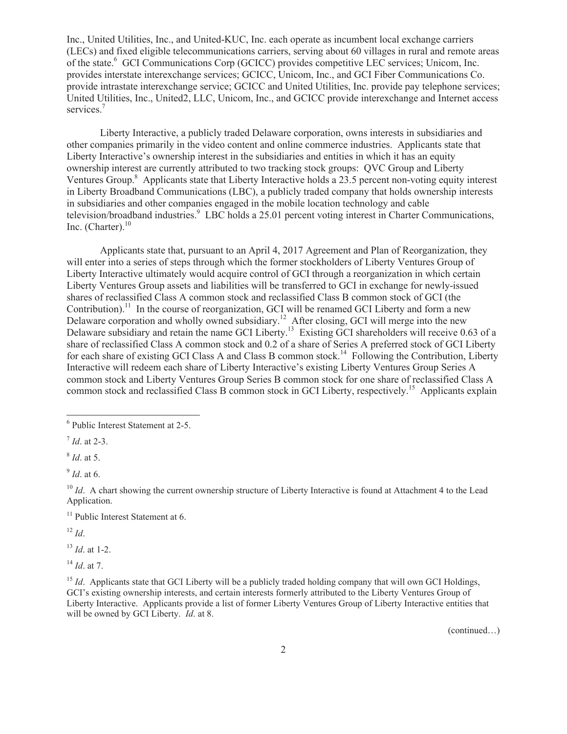Inc., United Utilities, Inc., and United-KUC, Inc. each operate as incumbent local exchange carriers (LECs) and fixed eligible telecommunications carriers, serving about 60 villages in rural and remote areas of the state.[6] GCI Communications Corp (GCICC) provides competitive LEC services; Unicom, Inc. provides interstate interexchange services; GCICC, Unicom, Inc., and GCI Fiber Communications Co. provide intrastate interexchange service; GCICC and United Utilities, Inc. provide pay telephone services; United Utilities, Inc., United2, LLC, Unicom, Inc., and GCICC provide interexchange and Internet access services.[7]

Liberty Interactive, a publicly traded Delaware corporation, owns interests in subsidiaries and other companies primarily in the video content and online commerce industries. Applicants state that Liberty Interactive's ownership interest in the subsidiaries and entities in which it has an equity ownership interest are currently attributed to two tracking stock groups: QVC Group and Liberty Ventures Group.[8] Applicants state that Liberty Interactive holds a 23.5 percent non-voting equity interest in Liberty Broadband Communications (LBC), a publicly traded company that holds ownership interests in subsidiaries and other companies engaged in the mobile location technology and cable television/broadband industries.[9] LBC holds a 25.01 percent voting interest in Charter Communications, Inc. (Charter).[10]

Applicants state that, pursuant to an April 4, 2017 Agreement and Plan of Reorganization, they will enter into a series of steps through which the former stockholders of Liberty Ventures Group of Liberty Interactive ultimately would acquire control of GCI through a reorganization in which certain Liberty Ventures Group assets and liabilities will be transferred to GCI in exchange for newly-issued shares of reclassified Class A common stock and reclassified Class B common stock of GCI (the Contribution).[11] In the course of reorganization, GCI will be renamed GCI Liberty and form a new Delaware corporation and wholly owned subsidiary.[12] After closing, GCI will merge into the new Delaware subsidiary and retain the name GCI Liberty.[13] Existing GCI shareholders will receive 0.63 of a share of reclassified Class A common stock and 0.2 of a share of Series A preferred stock of GCI Liberty for each share of existing GCI Class A and Class B common stock.[14] Following the Contribution, Liberty Interactive will redeem each share of Liberty Interactive's existing Liberty Ventures Group Series A common stock and Liberty Ventures Group Series B common stock for one share of reclassified Class A common stock and reclassified Class B common stock in GCI Liberty, respectively.[15] Applicants explain

---

[6] Public Interest Statement at 2-5.

[7] *Id*. at 2-3.

[8] *Id*. at 5.

[9] *Id*. at 6.

[10] *Id*. A chart showing the current ownership structure of Liberty Interactive is found at Attachment 4 to the Lead Application.

[11] Public Interest Statement at 6.

[12] *Id*.

[13] *Id*. at 1-2.

[14] *Id*. at 7.

[15] *Id*. Applicants state that GCI Liberty will be a publicly traded holding company that will own GCI Holdings, GCI's existing ownership interests, and certain interests formerly attributed to the Liberty Ventures Group of Liberty Interactive. Applicants provide a list of former Liberty Ventures Group of Liberty Interactive entities that will be owned by GCI Liberty. *Id*. at 8.

(continued…)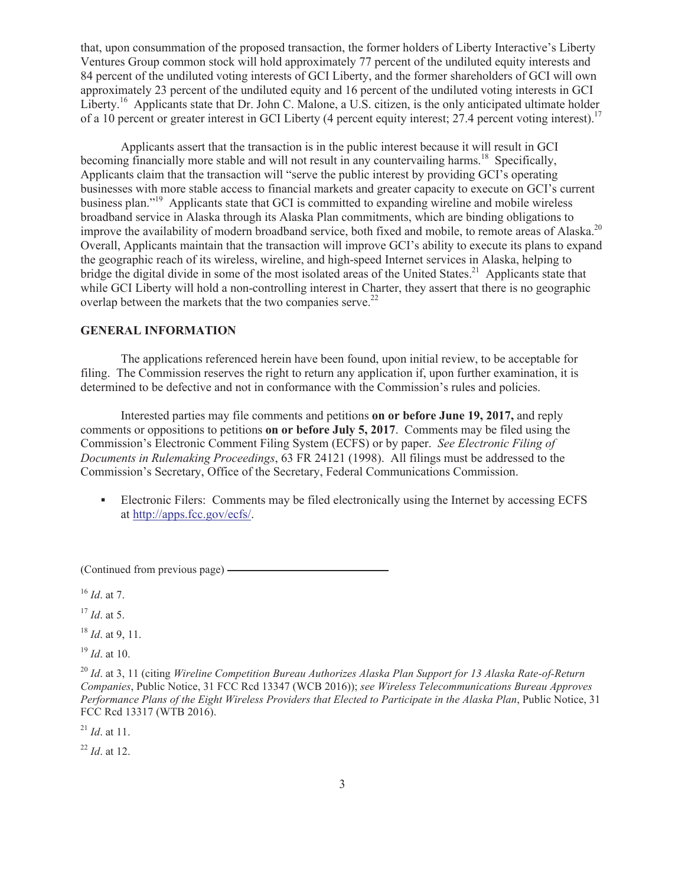that, upon consummation of the proposed transaction, the former holders of Liberty Interactive's Liberty Ventures Group common stock will hold approximately 77 percent of the undiluted equity interests and 84 percent of the undiluted voting interests of GCI Liberty, and the former shareholders of GCI will own approximately 23 percent of the undiluted equity and 16 percent of the undiluted voting interests in GCI Liberty.[16] Applicants state that Dr. John C. Malone, a U.S. citizen, is the only anticipated ultimate holder of a 10 percent or greater interest in GCI Liberty (4 percent equity interest; 27.4 percent voting interest).[17]

Applicants assert that the transaction is in the public interest because it will result in GCI becoming financially more stable and will not result in any countervailing harms.[18] Specifically, Applicants claim that the transaction will "serve the public interest by providing GCI's operating businesses with more stable access to financial markets and greater capacity to execute on GCI's current business plan."[19] Applicants state that GCI is committed to expanding wireline and mobile wireless broadband service in Alaska through its Alaska Plan commitments, which are binding obligations to improve the availability of modern broadband service, both fixed and mobile, to remote areas of Alaska.[20] Overall, Applicants maintain that the transaction will improve GCI's ability to execute its plans to expand the geographic reach of its wireless, wireline, and high-speed Internet services in Alaska, helping to bridge the digital divide in some of the most isolated areas of the United States.[21] Applicants state that while GCI Liberty will hold a non-controlling interest in Charter, they assert that there is no geographic overlap between the markets that the two companies serve.[22]

## GENERAL INFORMATION

The applications referenced herein have been found, upon initial review, to be acceptable for filing. The Commission reserves the right to return any application if, upon further examination, it is determined to be defective and not in conformance with the Commission's rules and policies.

Interested parties may file comments and petitions **on or before June 19, 2017,** and reply comments or oppositions to petitions **on or before July 5, 2017**. Comments may be filed using the Commission's Electronic Comment Filing System (ECFS) or by paper. *See Electronic Filing of Documents in Rulemaking Proceedings*, 63 FR 24121 (1998). All filings must be addressed to the Commission's Secretary, Office of the Secretary, Federal Communications Commission.

- Electronic Filers: Comments may be filed electronically using the Internet by accessing ECFS at http://apps.fcc.gov/ecfs/.

(Continued from previous page)

[16] *Id*. at 7.

[17] *Id*. at 5.

[18] *Id*. at 9, 11.

[19] *Id*. at 10.

[20] *Id*. at 3, 11 (citing *Wireline Competition Bureau Authorizes Alaska Plan Support for 13 Alaska Rate-of-Return Companies*, Public Notice, 31 FCC Rcd 13347 (WCB 2016)); *see Wireless Telecommunications Bureau Approves Performance Plans of the Eight Wireless Providers that Elected to Participate in the Alaska Plan*, Public Notice, 31 FCC Rcd 13317 (WTB 2016).

[21] *Id*. at 11.

[22] *Id*. at 12.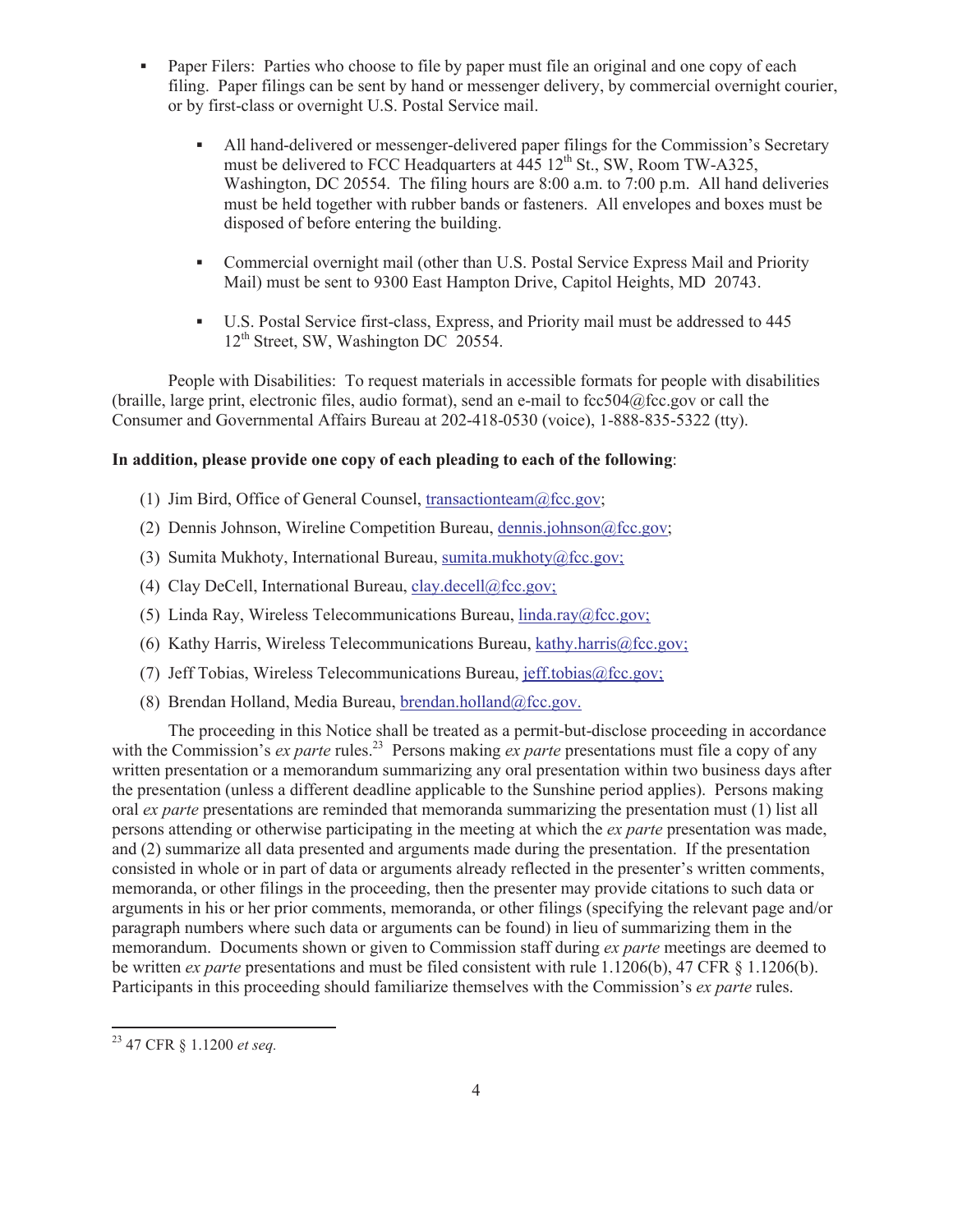- Paper Filers: Parties who choose to file by paper must file an original and one copy of each filing. Paper filings can be sent by hand or messenger delivery, by commercial overnight courier, or by first-class or overnight U.S. Postal Service mail.

    - All hand-delivered or messenger-delivered paper filings for the Commission's Secretary must be delivered to FCC Headquarters at 445 12th St., SW, Room TW-A325, Washington, DC 20554. The filing hours are 8:00 a.m. to 7:00 p.m. All hand deliveries must be held together with rubber bands or fasteners. All envelopes and boxes must be disposed of before entering the building.

    - Commercial overnight mail (other than U.S. Postal Service Express Mail and Priority Mail) must be sent to 9300 East Hampton Drive, Capitol Heights, MD 20743.

    - U.S. Postal Service first-class, Express, and Priority mail must be addressed to 445 12th Street, SW, Washington DC 20554.

People with Disabilities: To request materials in accessible formats for people with disabilities (braille, large print, electronic files, audio format), send an e-mail to fcc504@fcc.gov or call the Consumer and Governmental Affairs Bureau at 202-418-0530 (voice), 1-888-835-5322 (tty).

**In addition, please provide one copy of each pleading to each of the following**:

(1) Jim Bird, Office of General Counsel, transactionteam@fcc.gov;

(2) Dennis Johnson, Wireline Competition Bureau, dennis.johnson@fcc.gov;

(3) Sumita Mukhoty, International Bureau, sumita.mukhoty@fcc.gov;

(4) Clay DeCell, International Bureau, clay.decell@fcc.gov;

(5) Linda Ray, Wireless Telecommunications Bureau, linda.ray@fcc.gov;

(6) Kathy Harris, Wireless Telecommunications Bureau, kathy.harris@fcc.gov;

(7) Jeff Tobias, Wireless Telecommunications Bureau, jeff.tobias@fcc.gov;

(8) Brendan Holland, Media Bureau, brendan.holland@fcc.gov.

The proceeding in this Notice shall be treated as a permit-but-disclose proceeding in accordance with the Commission's *ex parte* rules.[23] Persons making *ex parte* presentations must file a copy of any written presentation or a memorandum summarizing any oral presentation within two business days after the presentation (unless a different deadline applicable to the Sunshine period applies). Persons making oral *ex parte* presentations are reminded that memoranda summarizing the presentation must (1) list all persons attending or otherwise participating in the meeting at which the *ex parte* presentation was made, and (2) summarize all data presented and arguments made during the presentation. If the presentation consisted in whole or in part of data or arguments already reflected in the presenter's written comments, memoranda, or other filings in the proceeding, then the presenter may provide citations to such data or arguments in his or her prior comments, memoranda, or other filings (specifying the relevant page and/or paragraph numbers where such data or arguments can be found) in lieu of summarizing them in the memorandum. Documents shown or given to Commission staff during *ex parte* meetings are deemed to be written *ex parte* presentations and must be filed consistent with rule 1.1206(b), 47 CFR § 1.1206(b). Participants in this proceeding should familiarize themselves with the Commission's *ex parte* rules.

---

[23] 47 CFR § 1.1200 *et seq.*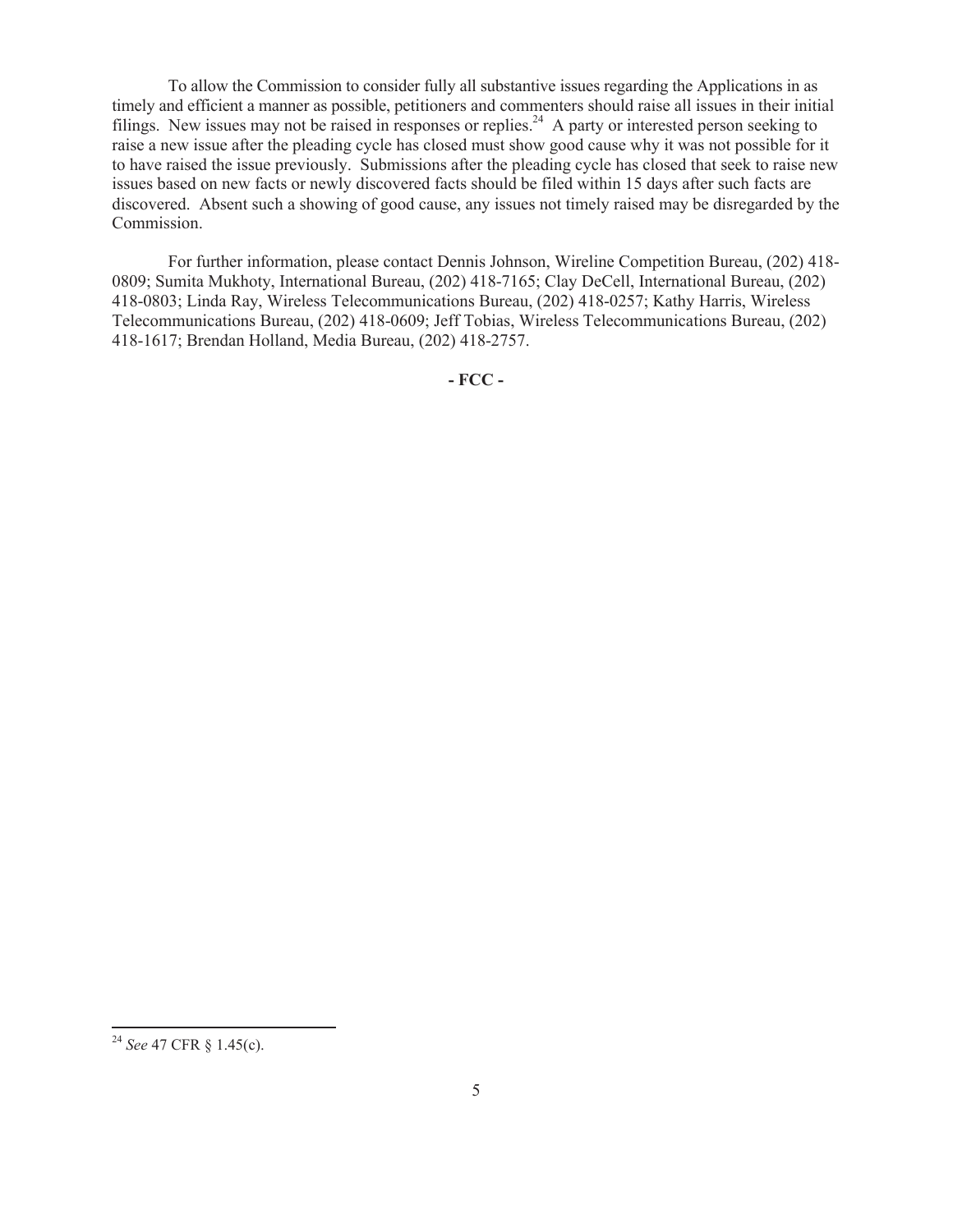To allow the Commission to consider fully all substantive issues regarding the Applications in as timely and efficient a manner as possible, petitioners and commenters should raise all issues in their initial filings. New issues may not be raised in responses or replies.[24] A party or interested person seeking to raise a new issue after the pleading cycle has closed must show good cause why it was not possible for it to have raised the issue previously. Submissions after the pleading cycle has closed that seek to raise new issues based on new facts or newly discovered facts should be filed within 15 days after such facts are discovered. Absent such a showing of good cause, any issues not timely raised may be disregarded by the Commission.

For further information, please contact Dennis Johnson, Wireline Competition Bureau, (202) 418-0809; Sumita Mukhoty, International Bureau, (202) 418-7165; Clay DeCell, International Bureau, (202) 418-0803; Linda Ray, Wireless Telecommunications Bureau, (202) 418-0257; Kathy Harris, Wireless Telecommunications Bureau, (202) 418-0609; Jeff Tobias, Wireless Telecommunications Bureau, (202) 418-1617; Brendan Holland, Media Bureau, (202) 418-2757.

**- FCC -**

---

[24] *See* 47 CFR § 1.45(c).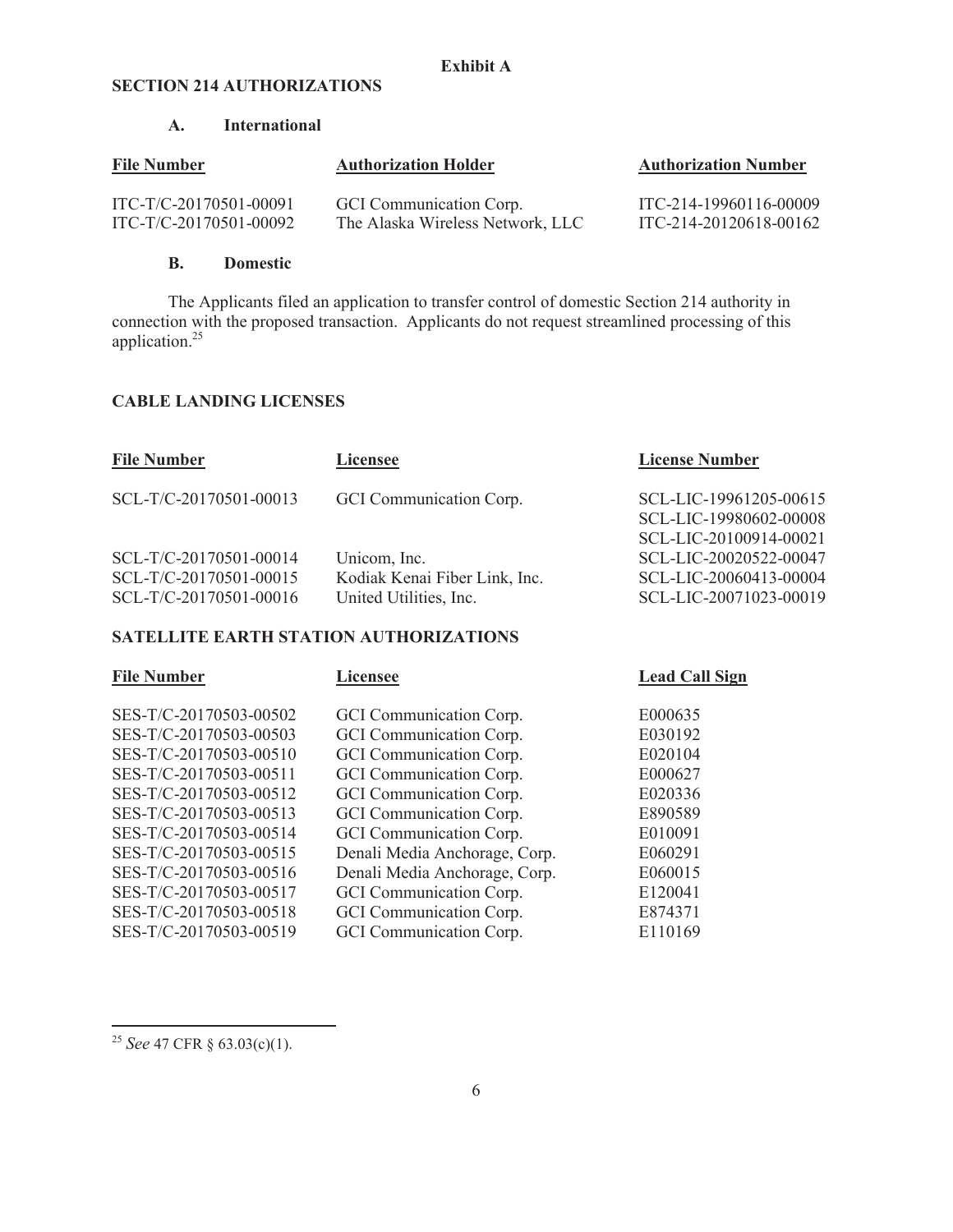**Exhibit A**

**SECTION 214 AUTHORIZATIONS**

**A. International**

| File Number | Authorization Holder | Authorization Number |
| --- | --- | --- |
| ITC-T/C-20170501-00091 | GCI Communication Corp. | ITC-214-19960116-00009 |
| ITC-T/C-20170501-00092 | The Alaska Wireless Network, LLC | ITC-214-20120618-00162 |

**B. Domestic**

The Applicants filed an application to transfer control of domestic Section 214 authority in connection with the proposed transaction. Applicants do not request streamlined processing of this application.[25]

**CABLE LANDING LICENSES**

| File Number | Licensee | License Number |
| --- | --- | --- |
| SCL-T/C-20170501-00013 | GCI Communication Corp. | SCL-LIC-19961205-00615<br>SCL-LIC-19980602-00008<br>SCL-LIC-20100914-00021 |
| SCL-T/C-20170501-00014 | Unicom, Inc. | SCL-LIC-20020522-00047 |
| SCL-T/C-20170501-00015 | Kodiak Kenai Fiber Link, Inc. | SCL-LIC-20060413-00004 |
| SCL-T/C-20170501-00016 | United Utilities, Inc. | SCL-LIC-20071023-00019 |

**SATELLITE EARTH STATION AUTHORIZATIONS**

| File Number | Licensee | Lead Call Sign |
| --- | --- | --- |
| SES-T/C-20170503-00502 | GCI Communication Corp. | E000635 |
| SES-T/C-20170503-00503 | GCI Communication Corp. | E030192 |
| SES-T/C-20170503-00510 | GCI Communication Corp. | E020104 |
| SES-T/C-20170503-00511 | GCI Communication Corp. | E000627 |
| SES-T/C-20170503-00512 | GCI Communication Corp. | E020336 |
| SES-T/C-20170503-00513 | GCI Communication Corp. | E890589 |
| SES-T/C-20170503-00514 | GCI Communication Corp. | E010091 |
| SES-T/C-20170503-00515 | Denali Media Anchorage, Corp. | E060291 |
| SES-T/C-20170503-00516 | Denali Media Anchorage, Corp. | E060015 |
| SES-T/C-20170503-00517 | GCI Communication Corp. | E120041 |
| SES-T/C-20170503-00518 | GCI Communication Corp. | E874371 |
| SES-T/C-20170503-00519 | GCI Communication Corp. | E110169 |

[25] *See* 47 CFR § 63.03(c)(1).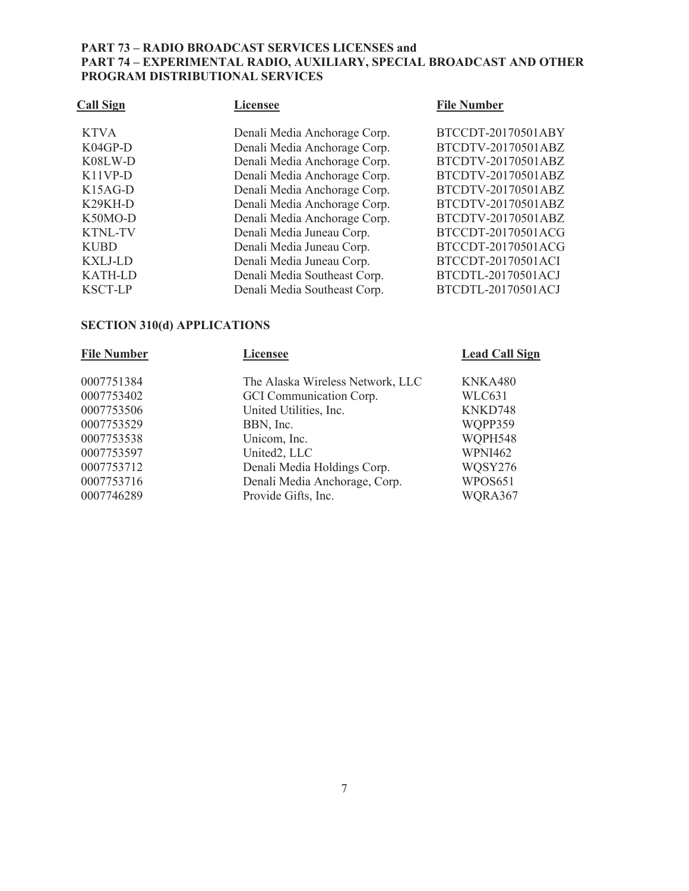**PART 73 – RADIO BROADCAST SERVICES LICENSES and**
**PART 74 – EXPERIMENTAL RADIO, AUXILIARY, SPECIAL BROADCAST AND OTHER PROGRAM DISTRIBUTIONAL SERVICES**

| Call Sign | Licensee | File Number |
|---|---|---|
| KTVA | Denali Media Anchorage Corp. | BTCCDT-20170501ABY |
| K04GP-D | Denali Media Anchorage Corp. | BTCDTV-20170501ABZ |
| K08LW-D | Denali Media Anchorage Corp. | BTCDTV-20170501ABZ |
| K11VP-D | Denali Media Anchorage Corp. | BTCDTV-20170501ABZ |
| K15AG-D | Denali Media Anchorage Corp. | BTCDTV-20170501ABZ |
| K29KH-D | Denali Media Anchorage Corp. | BTCDTV-20170501ABZ |
| K50MO-D | Denali Media Anchorage Corp. | BTCDTV-20170501ABZ |
| KTNL-TV | Denali Media Juneau Corp. | BTCCDT-20170501ACG |
| KUBD | Denali Media Juneau Corp. | BTCCDT-20170501ACG |
| KXLJ-LD | Denali Media Juneau Corp. | BTCCDT-20170501ACI |
| KATH-LD | Denali Media Southeast Corp. | BTCDTL-20170501ACJ |
| KSCT-LP | Denali Media Southeast Corp. | BTCDTL-20170501ACJ |

**SECTION 310(d) APPLICATIONS**

| File Number | Licensee | Lead Call Sign |
|---|---|---|
| 0007751384 | The Alaska Wireless Network, LLC | KNKA480 |
| 0007753402 | GCI Communication Corp. | WLC631 |
| 0007753506 | United Utilities, Inc. | KNKD748 |
| 0007753529 | BBN, Inc. | WQPP359 |
| 0007753538 | Unicom, Inc. | WQPH548 |
| 0007753597 | United2, LLC | WPNI462 |
| 0007753712 | Denali Media Holdings Corp. | WQSY276 |
| 0007753716 | Denali Media Anchorage, Corp. | WPOS651 |
| 0007746289 | Provide Gifts, Inc. | WQRA367 |